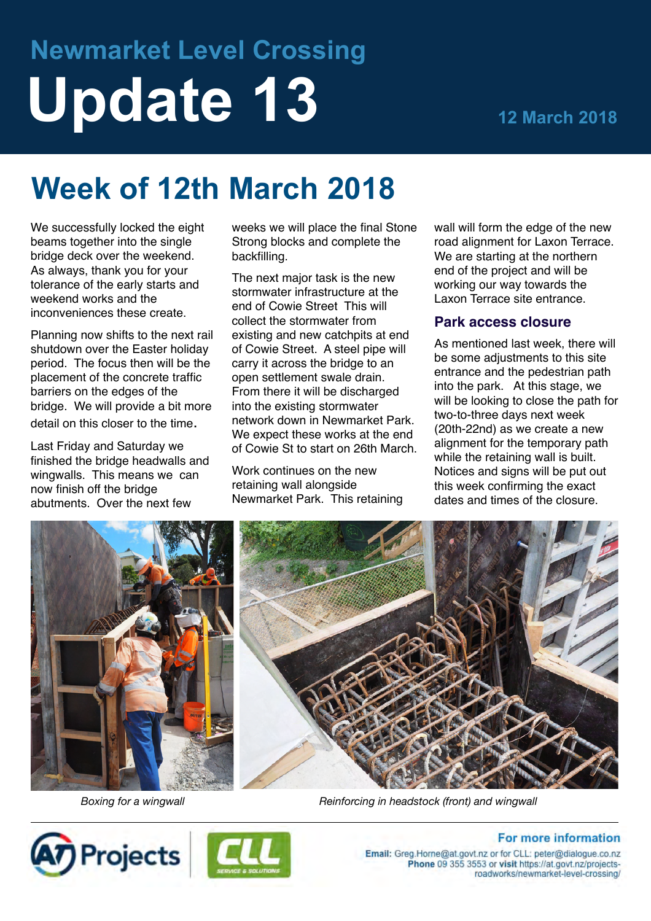# Newmarket Level Crossing

# Update 13

12 March 2018

## Week of 12th March 2018

We successfully locked the eight beams together into the single bridge deck over the weekend. As always, thank you for your tolerance of the early starts and weekend works and the inconveniences these create.

Planning now shifts to the next rail shutdown over the Easter holiday period. The focus then will be the placement of the concrete traffic barriers on the edges of the bridge. We will provide a bit more detail on this closer to the time.

Last Friday and Saturday we finished the bridge headwalls and wingwalls. This means we can now finish off the bridge abutments. Over the next few weeks we will place the final Stone Strong blocks and complete the backfilling.

The next major task is the new stormwater infrastructure at the end of Cowie Street This will collect the stormwater from existing and new catchpits at end of Cowie Street. A steel pipe will carry it across the bridge to an open settlement swale drain. From there it will be discharged into the existing stormwater network down in Newmarket Park. We expect these works at the end of Cowie St to start on 26th March.

Work continues on the new retaining wall alongside Newmarket Park. This retaining wall will form the edge of the new road alignment for Laxon Terrace. We are starting at the northern end of the project and will be working our way towards the Laxon Terrace site entrance.

### Park access closure

As mentioned last week, there will be some adjustments to this site entrance and the pedestrian path into the park. At this stage, we will be looking to close the path for two-to-three days next week (20th-22nd) as we create a new alignment for the temporary path while the retaining wall is built. Notices and signs will be put out this week confirming the exact dates and times of the closure.

*Boxing for a wingwall*

*Reinforcing in headstock (front) and wingwall*

AT Projects | CLL Service & Solutions

**For more information**

**Email:** Greg.Horne@at.govt.nz or for CLL: peter@dialogue.co.nz
**Phone** 09 355 3553 or **visit** https://at.govt.nz/projects-roadworks/newmarket-level-crossing/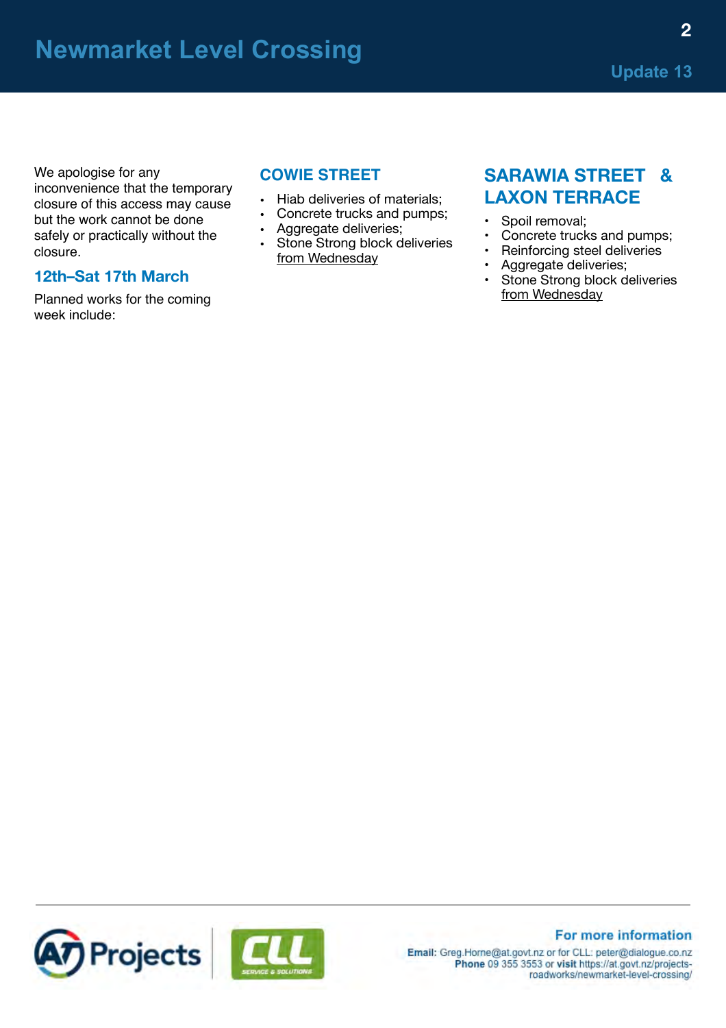We apologise for any inconvenience that the temporary closure of this access may cause but the work cannot be done safely or practically without the closure.

### 12th–Sat 17th March

Planned works for the coming week include:

### COWIE STREET

- Hiab deliveries of materials;
- Concrete trucks and pumps;
- Aggregate deliveries;
- Stone Strong block deliveries from Wednesday

### SARAWIA STREET & LAXON TERRACE

- Spoil removal;
- Concrete trucks and pumps;
- Reinforcing steel deliveries
- Aggregate deliveries;
- Stone Strong block deliveries from Wednesday

AT Projects | CLL SERVICE & SOLUTIONS

**For more information**

**Email:** Greg.Horne@at.govt.nz or for CLL: peter@dialogue.co.nz
**Phone** 09 355 3553 or **visit** https://at.govt.nz/projects-roadworks/newmarket-level-crossing/